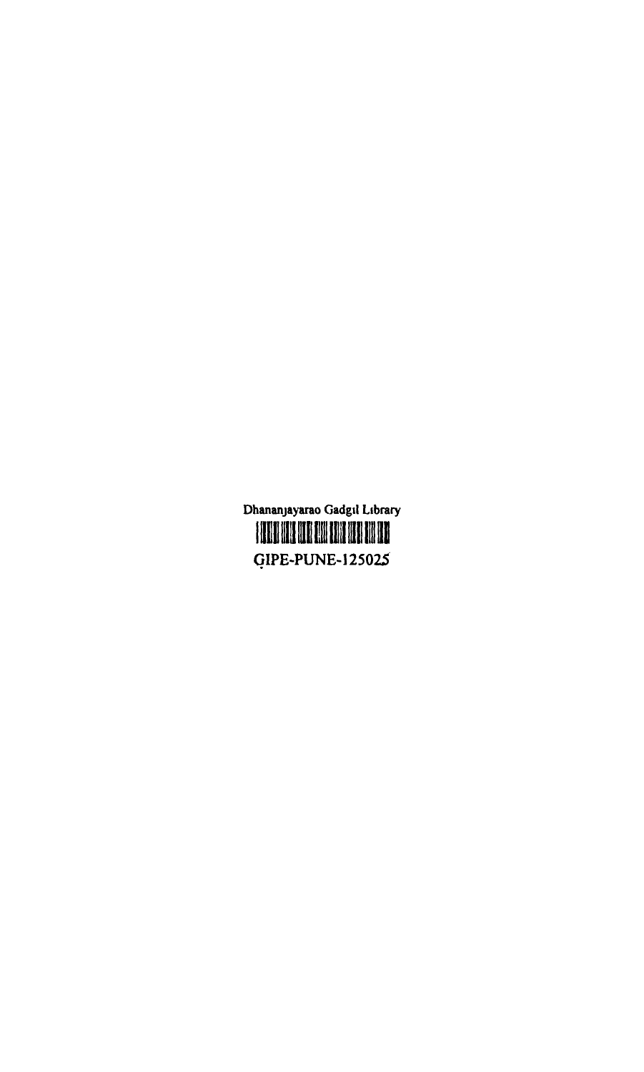Dhananjayarao Gadgil Library

GIPE-PUNE-125025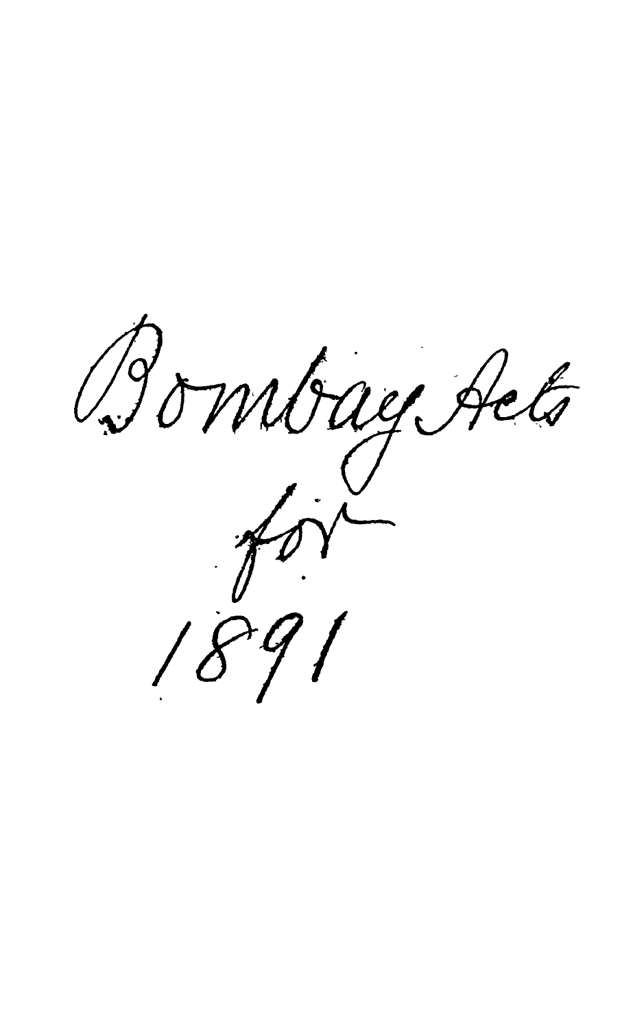Bombay Acts

for

1891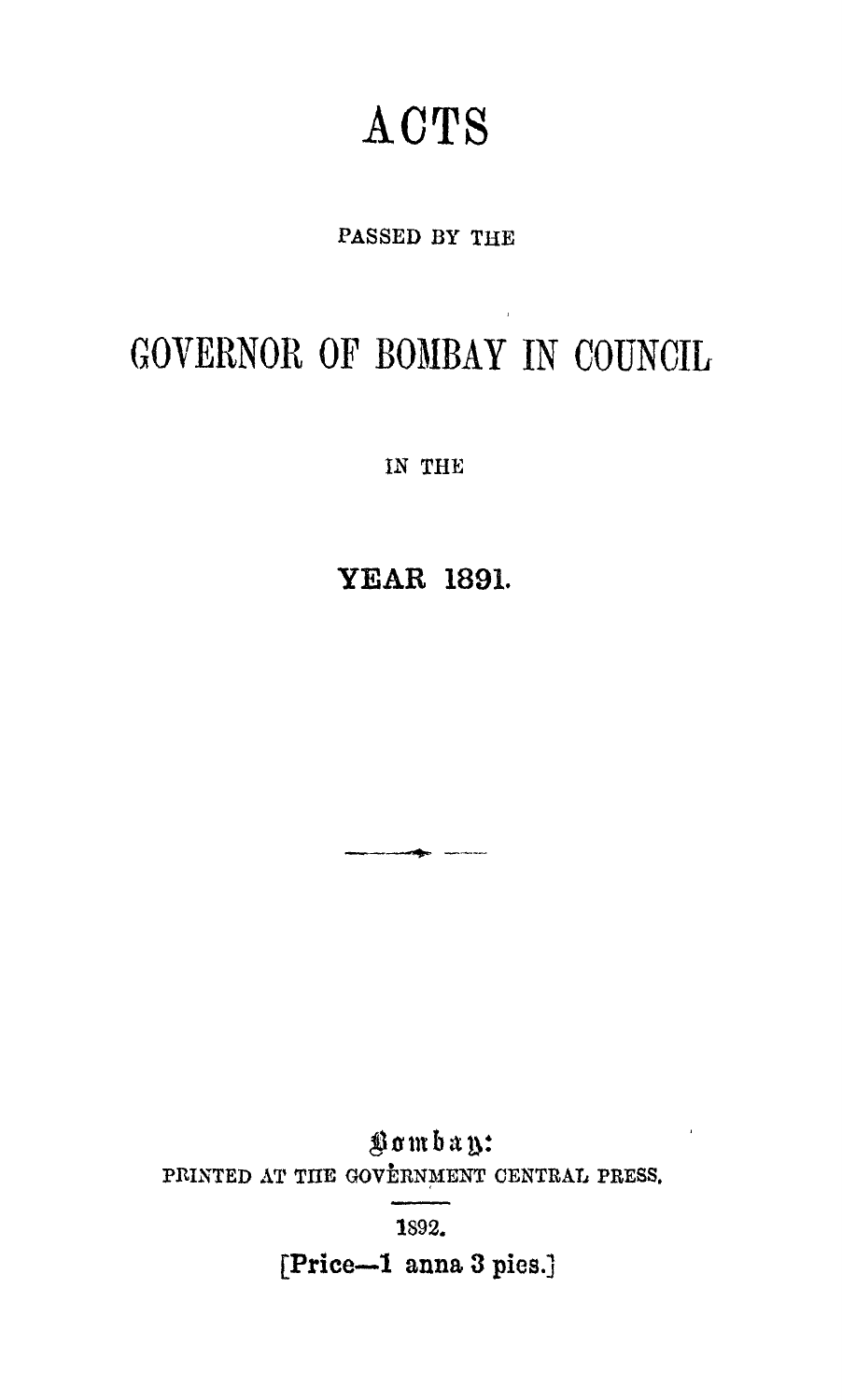# ACTS

PASSED BY THE

# GOVERNOR OF BOMBAY IN COUNCIL

IN THE

## YEAR 1891.

---

Bombay:

PRINTED AT THE GOVERNMENT CENTRAL PRESS.

1892.

[Price—1 anna 3 pies.]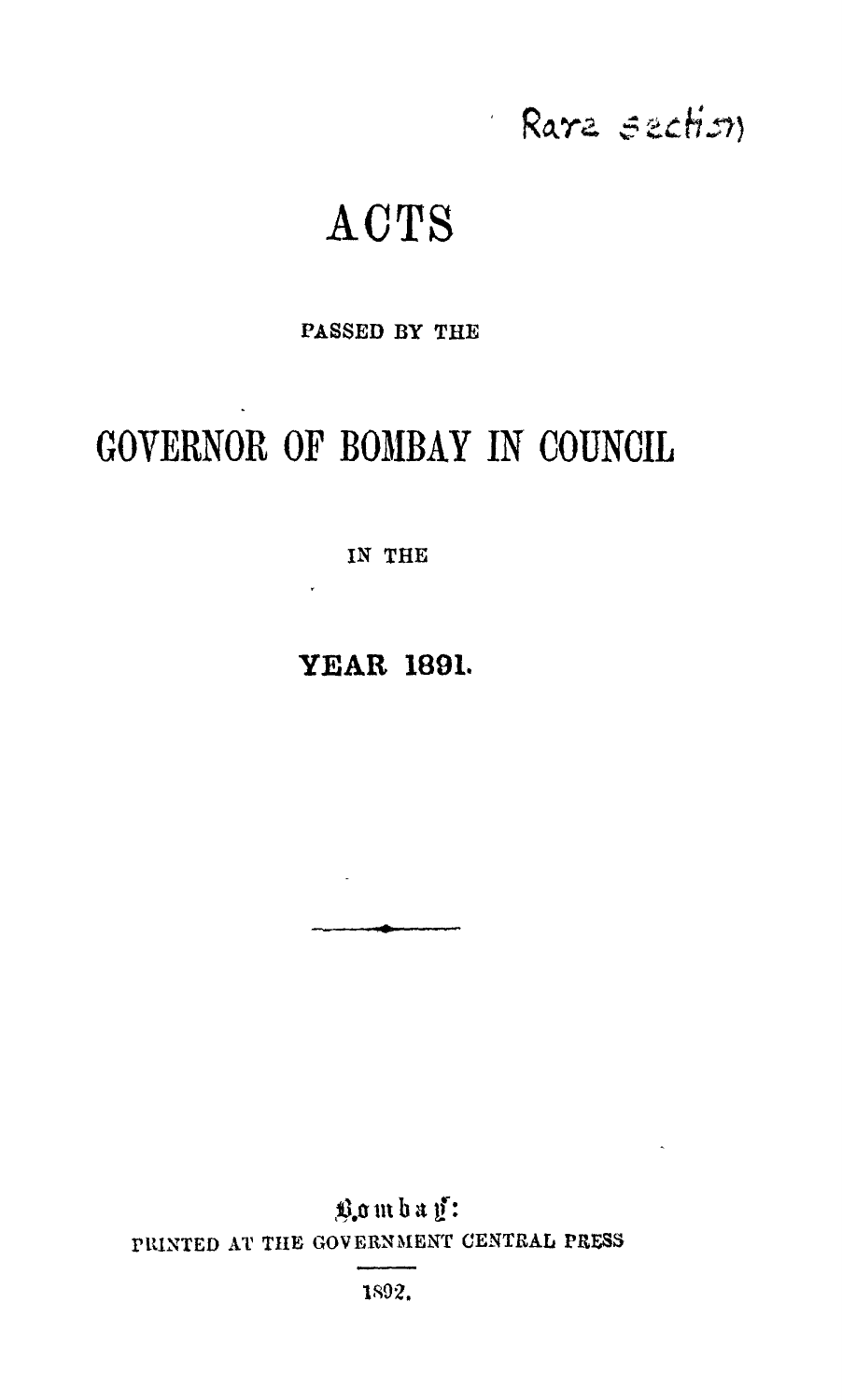Rare section

# ACTS

PASSED BY THE

# GOVERNOR OF BOMBAY IN COUNCIL

IN THE

## YEAR 1891.

---

Bombay:

PRINTED AT THE GOVERNMENT CENTRAL PRESS

1892.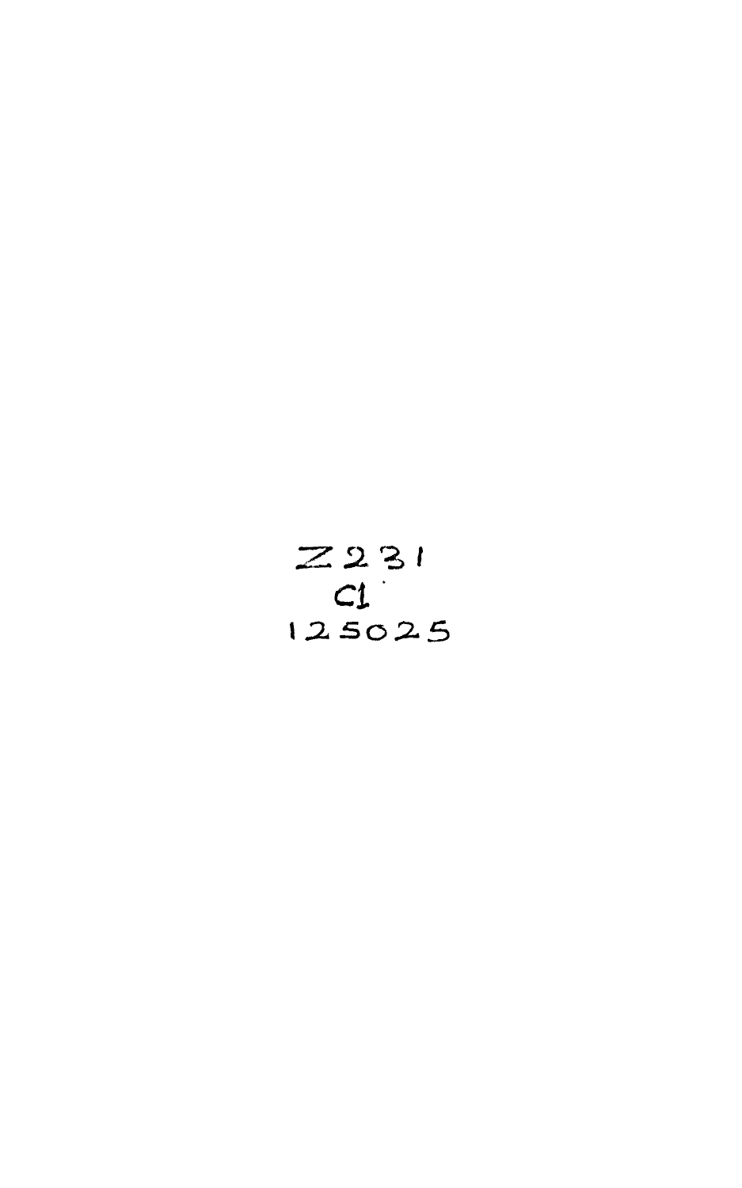Z231
C1
125025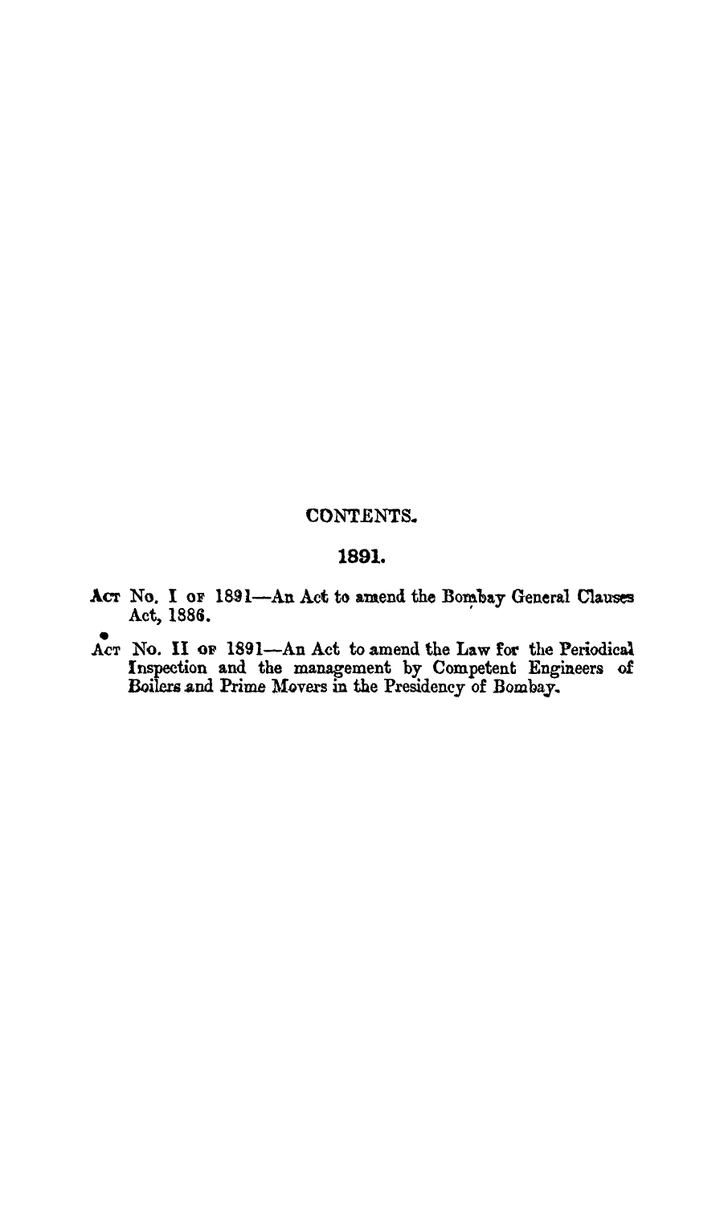# CONTENTS.

## 1891.

ACT No. I OF 1891—An Act to amend the Bombay General Clauses Act, 1886.

ACT No. II OF 1891—An Act to amend the Law for the Periodical Inspection and the management by Competent Engineers of Boilers and Prime Movers in the Presidency of Bombay.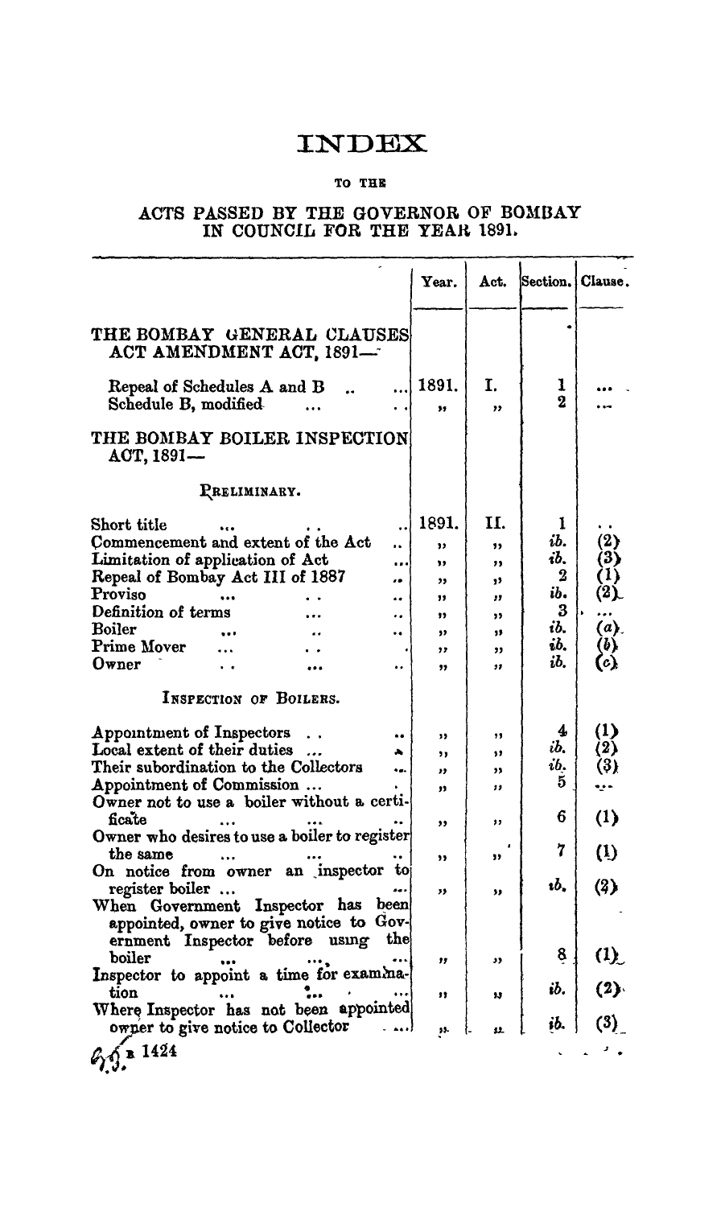# INDEX

TO THE

## ACTS PASSED BY THE GOVERNOR OF BOMBAY IN COUNCIL FOR THE YEAR 1891.

| | Year. | Act. | Section. | Clause. |
|---|---|---|---|---|
| **THE BOMBAY GENERAL CLAUSES ACT AMENDMENT ACT, 1891—** | | | | |
| Repeal of Schedules A and B ... | 1891. | I. | 1 | ... |
| Schedule B, modified ... | " | " | 2 | ... |
| **THE BOMBAY BOILER INSPECTION ACT, 1891—** | | | | |
| PRELIMINARY. | | | | |
| Short title ... | 1891. | II. | 1 | .. |
| Commencement and extent of the Act .. | " | " | ib. | (2) |
| Limitation of application of Act ... | " | " | ib. | (3) |
| Repeal of Bombay Act III of 1887 .. | " | " | 2 | (1) |
| Proviso ... | " | " | ib. | (2) |
| Definition of terms ... | " | " | 3 | ... |
| Boiler ... | " | " | ib. | (a) |
| Prime Mover ... | " | " | ib. | (b) |
| Owner ... | " | " | ib. | (c) |
| INSPECTION OF BOILERS. | | | | |
| Appointment of Inspectors .. | " | " | 4 | (1) |
| Local extent of their duties ... | " | " | ib. | (2) |
| Their subordination to the Collectors ... | " | " | ib. | (3) |
| Appointment of Commission ... | " | " | 5 | ... |
| Owner not to use a boiler without a certificate ... | " | " | 6 | (1) |
| Owner who desires to use a boiler to register the same ... | " | " | 7 | (1) |
| On notice from owner an inspector to register boiler ... | " | " | ib. | (2) |
| When Government Inspector has been appointed, owner to give notice to Government Inspector before using the boiler ... | " | " | 8 | (1) |
| Inspector to appoint a time for examination ... | " | " | ib. | (2) |
| Where Inspector has not been appointed owner to give notice to Collector ... | " | " | ib. | (3) |

B 1424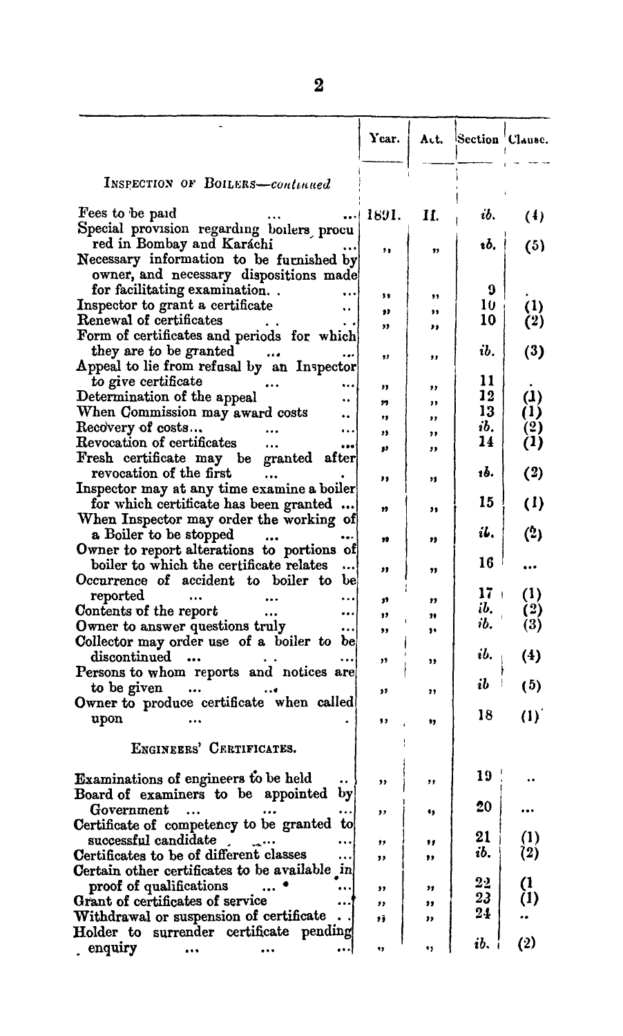| | Year. | Act. | Section | Clause. |
|---|---|---|---|---|
| INSPECTION OF BOILERS—*continued* | | | | |
| Fees to be paid ... ... | 1891. | II. | *ib.* | (4) |
| Special provision regarding boilers procured in Bombay and Karáchi ... | „ | „ | *ib.* | (5) |
| Necessary information to be furnished by owner, and necessary dispositions made for facilitating examination. . ... | „ | „ | 9 | . |
| Inspector to grant a certificate .. | „ | „ | 10 | (1) |
| Renewal of certificates . . . . | „ | „ | 10 | (2) |
| Form of certificates and periods for which they are to be granted ... ... | „ | „ | *ib.* | (3) |
| Appeal to lie from refusal by an Inspector to give certificate ... ... | „ | „ | 11 | . |
| Determination of the appeal .. | „ | „ | 12 | (1) |
| When Commission may award costs .. | „ | „ | 13 | (1) |
| Recovery of costs... ... ... | „ | „ | *ib.* | (2) |
| Revocation of certificates ... ... | „ | „ | 14 | (1) |
| Fresh certificate may be granted after revocation of the first ... . | „ | „ | *ib.* | (2) |
| Inspector may at any time examine a boiler for which certificate has been granted ... | „ | „ | 15 | (1) |
| When Inspector may order the working of a Boiler to be stopped ... ... | „ | „ | *ib.* | (2) |
| Owner to report alterations to portions of boiler to which the certificate relates ... | „ | „ | 16 | ... |
| Occurrence of accident to boiler to be reported ... ... ... | „ | „ | 17 | (1) |
| Contents of the report ... ... | „ | „ | *ib.* | (2) |
| Owner to answer questions truly ... | „ | „ | *ib.* | (3) |
| Collector may order use of a boiler to be discontinued ... . . ... | „ | „ | *ib.* | (4) |
| Persons to whom reports and notices are to be given ... ... | „ | „ | *ib* | (5) |
| Owner to produce certificate when called upon ... . | „ | „ | 18 | (1) |
| ENGINEERS' CERTIFICATES. | | | | |
| Examinations of engineers to be held .. | „ | „ | 19 | .. |
| Board of examiners to be appointed by Government ... ... ... | „ | „ | 20 | ... |
| Certificate of competency to be granted to successful candidate ... ... | „ | „ | 21 | (1) |
| Certificates to be of different classes ... | „ | „ | *ib.* | (2) |
| Certain other certificates to be available in proof of qualifications ... ... | „ | „ | 22 | (1 |
| Grant of certificates of service ... | „ | „ | 23 | (1) |
| Withdrawal or suspension of certificate . . | „ | „ | 24 | .. |
| Holder to surrender certificate pending enquiry ... ... ... | „ | „ | *ib.* | (2) |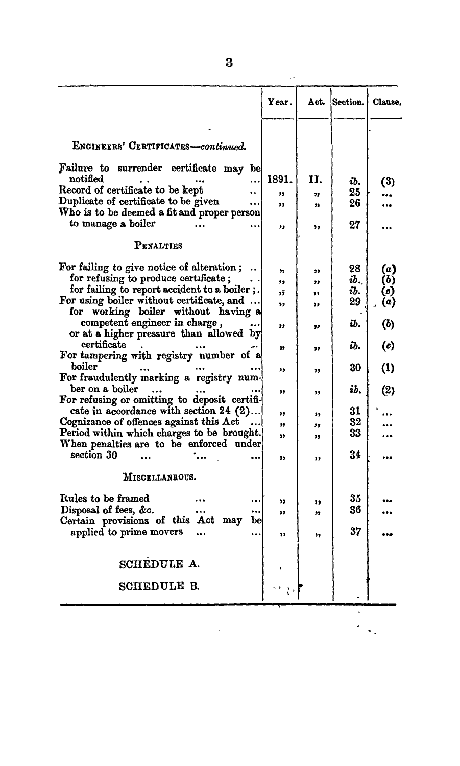| | Year. | Act. | Section. | Clause. |
|---|---|---|---|---|
| ENGINEERS' CERTIFICATES—*continued.* | | | | |
| Failure to surrender certificate may be notified ... ... | 1891. | II. | *ib.* | (3) |
| Record of certificate to be kept .. | " | " | 25 | ... |
| Duplicate of certificate to be given ... | " | " | 26 | ... |
| Who is to be deemed a fit and proper person to manage a boiler ... ... | " | " | 27 | ... |
| PENALTIES | | | | |
| For failing to give notice of alteration; .. | " | " | 28 | (*a*) |
| for refusing to produce certificate; .. | " | " | *ib.* | (*b*) |
| for failing to report accident to a boiler; . | " | " | *ib.* | (*c*) |
| For using boiler without certificate, and ... | " | " | 29 | (*a*) |
| for working boiler without having a competent engineer in charge, ... | " | " | *ib.* | (*b*) |
| or at a higher pressure than allowed by certificate ... ... | " | " | *ib.* | (*c*) |
| For tampering with registry number of a boiler ... ... ... | " | " | 30 | (1) |
| For fraudulently marking a registry number on a boiler ... ... ... | " | " | *ib.* | (2) |
| For refusing or omitting to deposit certificate in accordance with section 24 (2)... | " | " | 31 | ... |
| Cognizance of offences against this Act ... | " | " | 32 | ... |
| Period within which charges to be brought. | " | " | 33 | ... |
| When penalties are to be enforced under section 30 ... ... ... | " | " | 34 | ... |
| MISCELLANEOUS. | | | | |
| Rules to be framed ... ... | " | " | 35 | ... |
| Disposal of fees, &c. ... ... | " | " | 36 | ... |
| Certain provisions of this Act may be applied to prime movers ... ... | " | " | 37 | ... |
| SCHEDULE A. | | | | |
| SCHEDULE B. | | | | |